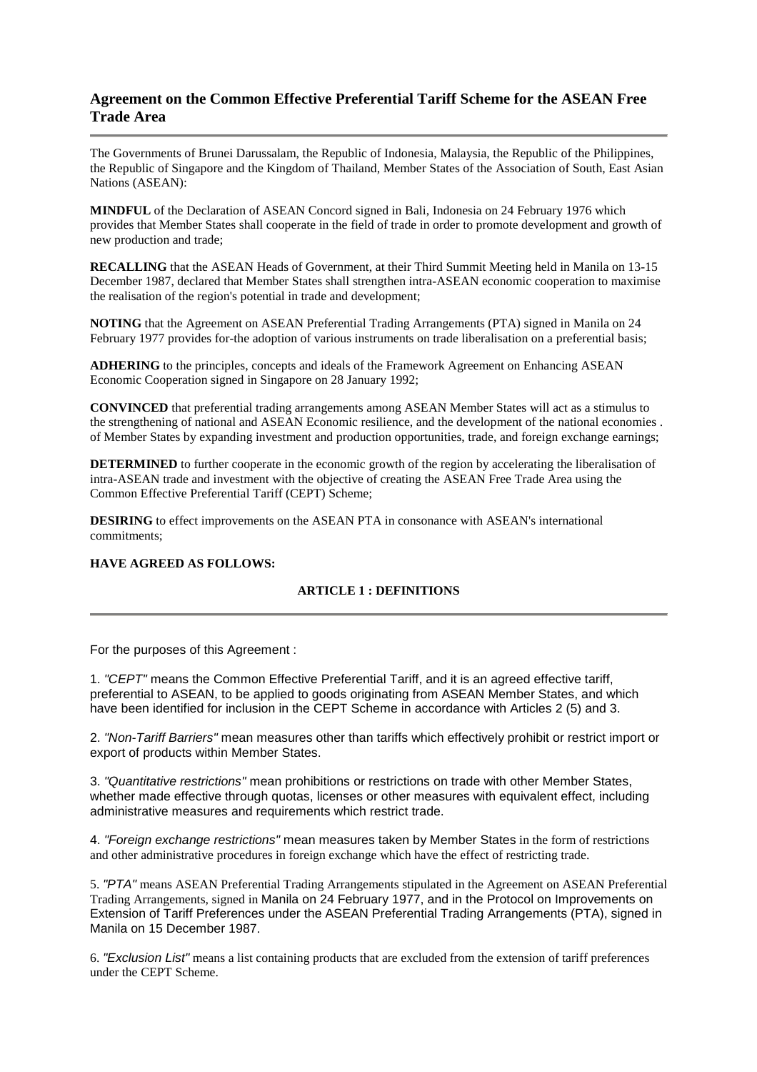## Agreement on the Common Effective Preferential Tariff Scheme for the ASEAN Free Trade Area

---

The Governments of Brunei Darussalam, the Republic of Indonesia, Malaysia, the Republic of the Philippines, the Republic of Singapore and the Kingdom of Thailand, Member States of the Association of South, East Asian Nations (ASEAN):

**MINDFUL** of the Declaration of ASEAN Concord signed in Bali, Indonesia on 24 February 1976 which provides that Member States shall cooperate in the field of trade in order to promote development and growth of new production and trade;

**RECALLING** that the ASEAN Heads of Government, at their Third Summit Meeting held in Manila on 13-15 December 1987, declared that Member States shall strengthen intra-ASEAN economic cooperation to maximise the realisation of the region's potential in trade and development;

**NOTING** that the Agreement on ASEAN Preferential Trading Arrangements (PTA) signed in Manila on 24 February 1977 provides for-the adoption of various instruments on trade liberalisation on a preferential basis;

**ADHERING** to the principles, concepts and ideals of the Framework Agreement on Enhancing ASEAN Economic Cooperation signed in Singapore on 28 January 1992;

**CONVINCED** that preferential trading arrangements among ASEAN Member States will act as a stimulus to the strengthening of national and ASEAN Economic resilience, and the development of the national economies . of Member States by expanding investment and production opportunities, trade, and foreign exchange earnings;

**DETERMINED** to further cooperate in the economic growth of the region by accelerating the liberalisation of intra-ASEAN trade and investment with the objective of creating the ASEAN Free Trade Area using the Common Effective Preferential Tariff (CEPT) Scheme;

**DESIRING** to effect improvements on the ASEAN PTA in consonance with ASEAN's international commitments;

**HAVE AGREED AS FOLLOWS:**

### ARTICLE 1 : DEFINITIONS

---

For the purposes of this Agreement :

1. *"CEPT"* means the Common Effective Preferential Tariff, and it is an agreed effective tariff, preferential to ASEAN, to be applied to goods originating from ASEAN Member States, and which have been identified for inclusion in the CEPT Scheme in accordance with Articles 2 (5) and 3.

2. *"Non-Tariff Barriers"* mean measures other than tariffs which effectively prohibit or restrict import or export of products within Member States.

3. *"Quantitative restrictions"* mean prohibitions or restrictions on trade with other Member States, whether made effective through quotas, licenses or other measures with equivalent effect, including administrative measures and requirements which restrict trade.

4. *"Foreign exchange restrictions"* mean measures taken by Member States in the form of restrictions and other administrative procedures in foreign exchange which have the effect of restricting trade.

5. *"PTA"* means ASEAN Preferential Trading Arrangements stipulated in the Agreement on ASEAN Preferential Trading Arrangements, signed in Manila on 24 February 1977, and in the Protocol on Improvements on Extension of Tariff Preferences under the ASEAN Preferential Trading Arrangements (PTA), signed in Manila on 15 December 1987.

6. *"Exclusion List"* means a list containing products that are excluded from the extension of tariff preferences under the CEPT Scheme.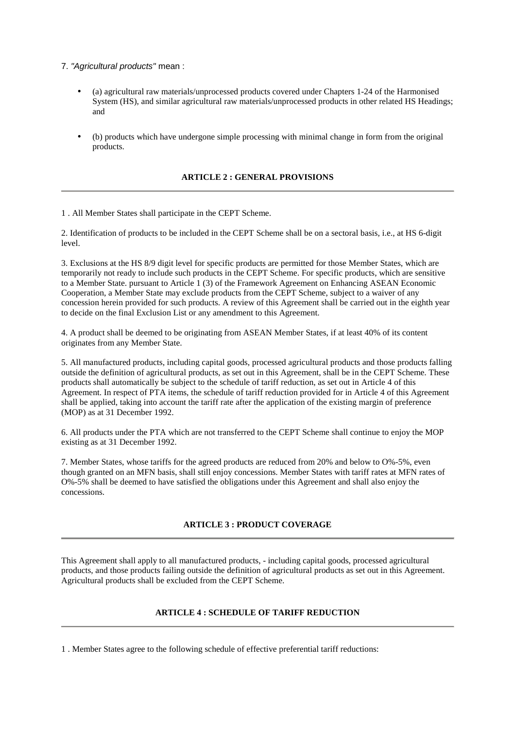7. *"Agricultural products"* mean :

- (a) agricultural raw materials/unprocessed products covered under Chapters 1-24 of the Harmonised System (HS), and similar agricultural raw materials/unprocessed products in other related HS Headings; and
- (b) products which have undergone simple processing with minimal change in form from the original products.

## ARTICLE 2 : GENERAL PROVISIONS

---

1 . All Member States shall participate in the CEPT Scheme.

2. Identification of products to be included in the CEPT Scheme shall be on a sectoral basis, i.e., at HS 6-digit level.

3. Exclusions at the HS 8/9 digit level for specific products are permitted for those Member States, which are temporarily not ready to include such products in the CEPT Scheme. For specific products, which are sensitive to a Member State. pursuant to Article 1 (3) of the Framework Agreement on Enhancing ASEAN Economic Cooperation, a Member State may exclude products from the CEPT Scheme, subject to a waiver of any concession herein provided for such products. A review of this Agreement shall be carried out in the eighth year to decide on the final Exclusion List or any amendment to this Agreement.

4. A product shall be deemed to be originating from ASEAN Member States, if at least 40% of its content originates from any Member State.

5. All manufactured products, including capital goods, processed agricultural products and those products falling outside the definition of agricultural products, as set out in this Agreement, shall be in the CEPT Scheme. These products shall automatically be subject to the schedule of tariff reduction, as set out in Article 4 of this Agreement. In respect of PTA items, the schedule of tariff reduction provided for in Article 4 of this Agreement shall be applied, taking into account the tariff rate after the application of the existing margin of preference (MOP) as at 31 December 1992.

6. All products under the PTA which are not transferred to the CEPT Scheme shall continue to enjoy the MOP existing as at 31 December 1992.

7. Member States, whose tariffs for the agreed products are reduced from 20% and below to O%-5%, even though granted on an MFN basis, shall still enjoy concessions. Member States with tariff rates at MFN rates of O%-5% shall be deemed to have satisfied the obligations under this Agreement and shall also enjoy the concessions.

## ARTICLE 3 : PRODUCT COVERAGE

---

This Agreement shall apply to all manufactured products, - including capital goods, processed agricultural products, and those products failing outside the definition of agricultural products as set out in this Agreement. Agricultural products shall be excluded from the CEPT Scheme.

## ARTICLE 4 : SCHEDULE OF TARIFF REDUCTION

---

1 . Member States agree to the following schedule of effective preferential tariff reductions: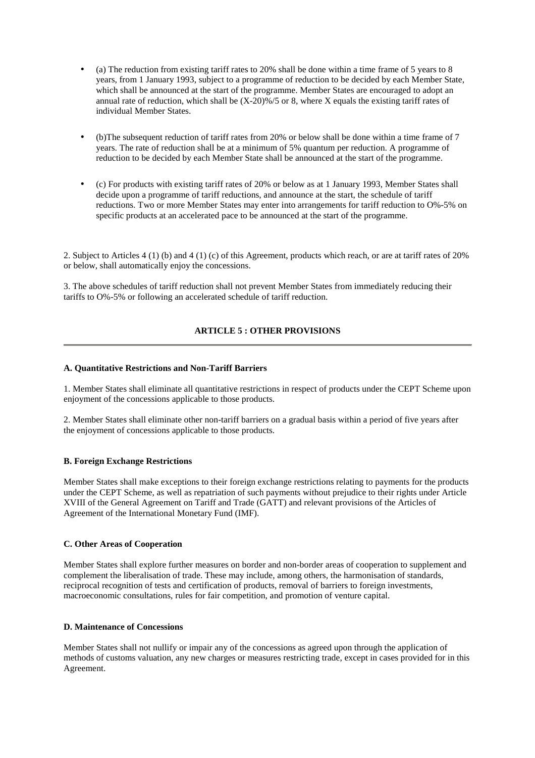- (a) The reduction from existing tariff rates to 20% shall be done within a time frame of 5 years to 8 years, from 1 January 1993, subject to a programme of reduction to be decided by each Member State, which shall be announced at the start of the programme. Member States are encouraged to adopt an annual rate of reduction, which shall be (X-20)%/5 or 8, where X equals the existing tariff rates of individual Member States.

- (b)The subsequent reduction of tariff rates from 20% or below shall be done within a time frame of 7 years. The rate of reduction shall be at a minimum of 5% quantum per reduction. A programme of reduction to be decided by each Member State shall be announced at the start of the programme.

- (c) For products with existing tariff rates of 20% or below as at 1 January 1993, Member States shall decide upon a programme of tariff reductions, and announce at the start, the schedule of tariff reductions. Two or more Member States may enter into arrangements for tariff reduction to O%-5% on specific products at an accelerated pace to be announced at the start of the programme.

2. Subject to Articles 4 (1) (b) and 4 (1) (c) of this Agreement, products which reach, or are at tariff rates of 20% or below, shall automatically enjoy the concessions.

3. The above schedules of tariff reduction shall not prevent Member States from immediately reducing their tariffs to O%-5% or following an accelerated schedule of tariff reduction.

## ARTICLE 5 : OTHER PROVISIONS

---

**A. Quantitative Restrictions and Non-Tariff Barriers**

1. Member States shall eliminate all quantitative restrictions in respect of products under the CEPT Scheme upon enjoyment of the concessions applicable to those products.

2. Member States shall eliminate other non-tariff barriers on a gradual basis within a period of five years after the enjoyment of concessions applicable to those products.

**B. Foreign Exchange Restrictions**

Member States shall make exceptions to their foreign exchange restrictions relating to payments for the products under the CEPT Scheme, as well as repatriation of such payments without prejudice to their rights under Article XVIII of the General Agreement on Tariff and Trade (GATT) and relevant provisions of the Articles of Agreement of the International Monetary Fund (IMF).

**C. Other Areas of Cooperation**

Member States shall explore further measures on border and non-border areas of cooperation to supplement and complement the liberalisation of trade. These may include, among others, the harmonisation of standards, reciprocal recognition of tests and certification of products, removal of barriers to foreign investments, macroeconomic consultations, rules for fair competition, and promotion of venture capital.

**D. Maintenance of Concessions**

Member States shall not nullify or impair any of the concessions as agreed upon through the application of methods of customs valuation, any new charges or measures restricting trade, except in cases provided for in this Agreement.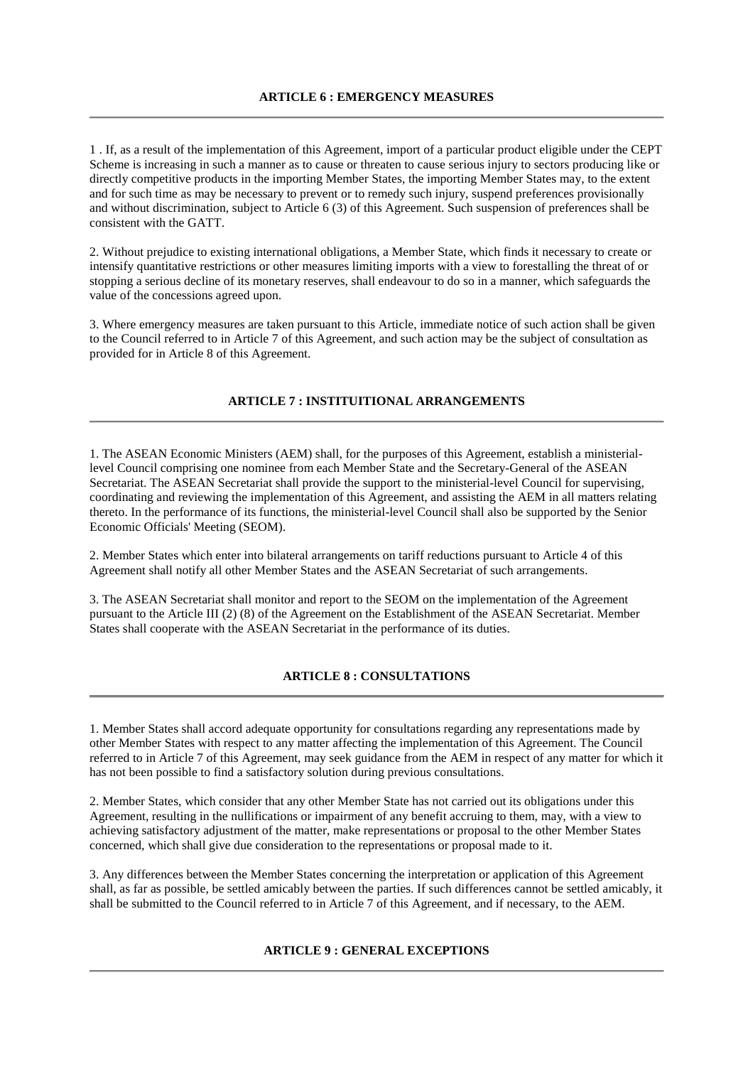## ARTICLE 6 : EMERGENCY MEASURES

1 . If, as a result of the implementation of this Agreement, import of a particular product eligible under the CEPT Scheme is increasing in such a manner as to cause or threaten to cause serious injury to sectors producing like or directly competitive products in the importing Member States, the importing Member States may, to the extent and for such time as may be necessary to prevent or to remedy such injury, suspend preferences provisionally and without discrimination, subject to Article 6 (3) of this Agreement. Such suspension of preferences shall be consistent with the GATT.

2. Without prejudice to existing international obligations, a Member State, which finds it necessary to create or intensify quantitative restrictions or other measures limiting imports with a view to forestalling the threat of or stopping a serious decline of its monetary reserves, shall endeavour to do so in a manner, which safeguards the value of the concessions agreed upon.

3. Where emergency measures are taken pursuant to this Article, immediate notice of such action shall be given to the Council referred to in Article 7 of this Agreement, and such action may be the subject of consultation as provided for in Article 8 of this Agreement.

## ARTICLE 7 : INSTITUITIONAL ARRANGEMENTS

1. The ASEAN Economic Ministers (AEM) shall, for the purposes of this Agreement, establish a ministerial-level Council comprising one nominee from each Member State and the Secretary-General of the ASEAN Secretariat. The ASEAN Secretariat shall provide the support to the ministerial-level Council for supervising, coordinating and reviewing the implementation of this Agreement, and assisting the AEM in all matters relating thereto. In the performance of its functions, the ministerial-level Council shall also be supported by the Senior Economic Officials' Meeting (SEOM).

2. Member States which enter into bilateral arrangements on tariff reductions pursuant to Article 4 of this Agreement shall notify all other Member States and the ASEAN Secretariat of such arrangements.

3. The ASEAN Secretariat shall monitor and report to the SEOM on the implementation of the Agreement pursuant to the Article III (2) (8) of the Agreement on the Establishment of the ASEAN Secretariat. Member States shall cooperate with the ASEAN Secretariat in the performance of its duties.

## ARTICLE 8 : CONSULTATIONS

1. Member States shall accord adequate opportunity for consultations regarding any representations made by other Member States with respect to any matter affecting the implementation of this Agreement. The Council referred to in Article 7 of this Agreement, may seek guidance from the AEM in respect of any matter for which it has not been possible to find a satisfactory solution during previous consultations.

2. Member States, which consider that any other Member State has not carried out its obligations under this Agreement, resulting in the nullifications or impairment of any benefit accruing to them, may, with a view to achieving satisfactory adjustment of the matter, make representations or proposal to the other Member States concerned, which shall give due consideration to the representations or proposal made to it.

3. Any differences between the Member States concerning the interpretation or application of this Agreement shall, as far as possible, be settled amicably between the parties. If such differences cannot be settled amicably, it shall be submitted to the Council referred to in Article 7 of this Agreement, and if necessary, to the AEM.

## ARTICLE 9 : GENERAL EXCEPTIONS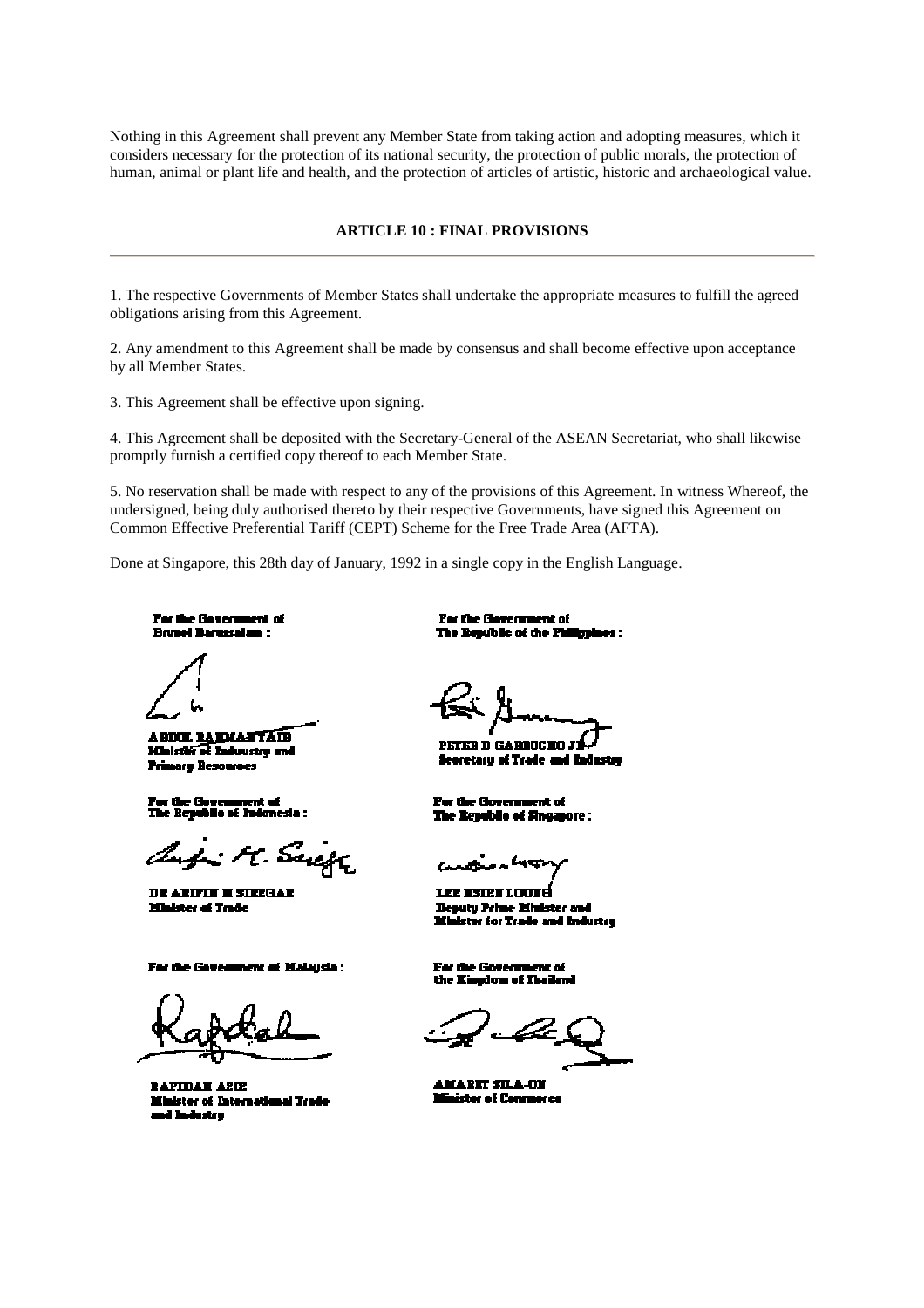Nothing in this Agreement shall prevent any Member State from taking action and adopting measures, which it considers necessary for the protection of its national security, the protection of public morals, the protection of human, animal or plant life and health, and the protection of articles of artistic, historic and archaeological value.

## ARTICLE 10 : FINAL PROVISIONS

1. The respective Governments of Member States shall undertake the appropriate measures to fulfill the agreed obligations arising from this Agreement.

2. Any amendment to this Agreement shall be made by consensus and shall become effective upon acceptance by all Member States.

3. This Agreement shall be effective upon signing.

4. This Agreement shall be deposited with the Secretary-General of the ASEAN Secretariat, who shall likewise promptly furnish a certified copy thereof to each Member State.

5. No reservation shall be made with respect to any of the provisions of this Agreement. In witness Whereof, the undersigned, being duly authorised thereto by their respective Governments, have signed this Agreement on Common Effective Preferential Tariff (CEPT) Scheme for the Free Trade Area (AFTA).

Done at Singapore, this 28th day of January, 1992 in a single copy in the English Language.

For the Government of Brunei Darussalam :

ABDUL RAHMAN TAIB
Minister of Industry and Primary Resources

For the Government of The Republic of the Philippines :

PETER D GARRUCHO JR
Secretary of Trade and Industry

For the Government of The Republic of Indonesia :

DR ARIFIN M SIREGAR
Minister of Trade

For the Government of The Republic of Singapore :

LEE HSIEN LOONG
Deputy Prime Minister and Minister for Trade and Industry

For the Government of Malaysia :

RAFIDAH AZIZ
Minister of International Trade and Industry

For the Government of the Kingdom of Thailand

AMARET SILA-ON
Minister of Commerce